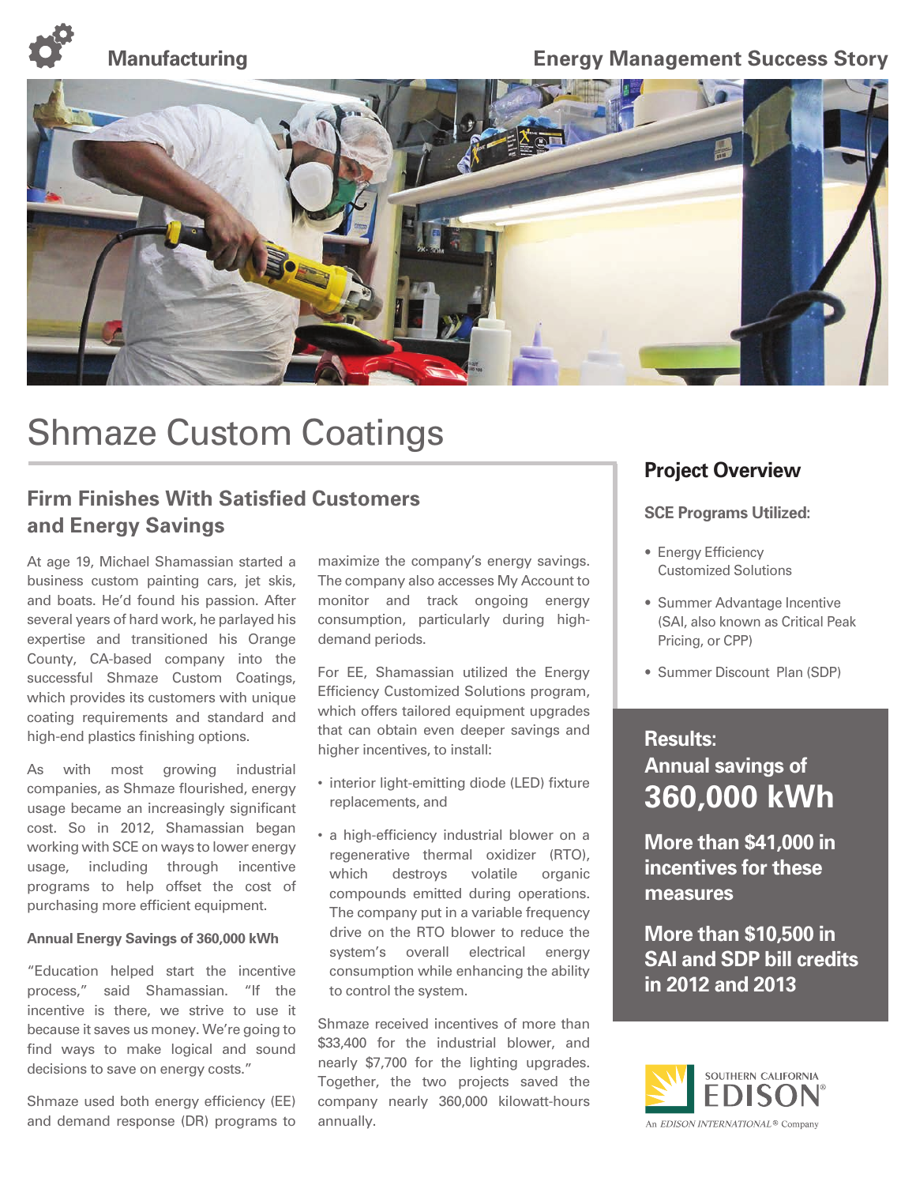Manufacturing

Energy Management Success Story

# Shmaze Custom Coatings

## Firm Finishes With Satisfied Customers and Energy Savings

At age 19, Michael Shamassian started a business custom painting cars, jet skis, and boats. He'd found his passion. After several years of hard work, he parlayed his expertise and transitioned his Orange County, CA-based company into the successful Shmaze Custom Coatings, which provides its customers with unique coating requirements and standard and high-end plastics finishing options.

As with most growing industrial companies, as Shmaze flourished, energy usage became an increasingly significant cost. So in 2012, Shamassian began working with SCE on ways to lower energy usage, including through incentive programs to help offset the cost of purchasing more efficient equipment.

**Annual Energy Savings of 360,000 kWh**

"Education helped start the incentive process," said Shamassian. "If the incentive is there, we strive to use it because it saves us money. We're going to find ways to make logical and sound decisions to save on energy costs."

Shmaze used both energy efficiency (EE) and demand response (DR) programs to maximize the company's energy savings. The company also accesses My Account to monitor and track ongoing energy consumption, particularly during high-demand periods.

For EE, Shamassian utilized the Energy Efficiency Customized Solutions program, which offers tailored equipment upgrades that can obtain even deeper savings and higher incentives, to install:

- interior light-emitting diode (LED) fixture replacements, and
- a high-efficiency industrial blower on a regenerative thermal oxidizer (RTO), which destroys volatile organic compounds emitted during operations. The company put in a variable frequency drive on the RTO blower to reduce the system's overall electrical energy consumption while enhancing the ability to control the system.

Shmaze received incentives of more than $33,400 for the industrial blower, and nearly $7,700 for the lighting upgrades. Together, the two projects saved the company nearly 360,000 kilowatt-hours annually.

## Project Overview

**SCE Programs Utilized:**

- Energy Efficiency Customized Solutions
- Summer Advantage Incentive (SAI, also known as Critical Peak Pricing, or CPP)
- Summer Discount Plan (SDP)

**Results:**
**Annual savings of**
**360,000 kWh**

**More than $41,000 in incentives for these measures**

**More than $10,500 in SAI and SDP bill credits in 2012 and 2013**

SOUTHERN CALIFORNIA EDISON
An EDISON INTERNATIONAL® Company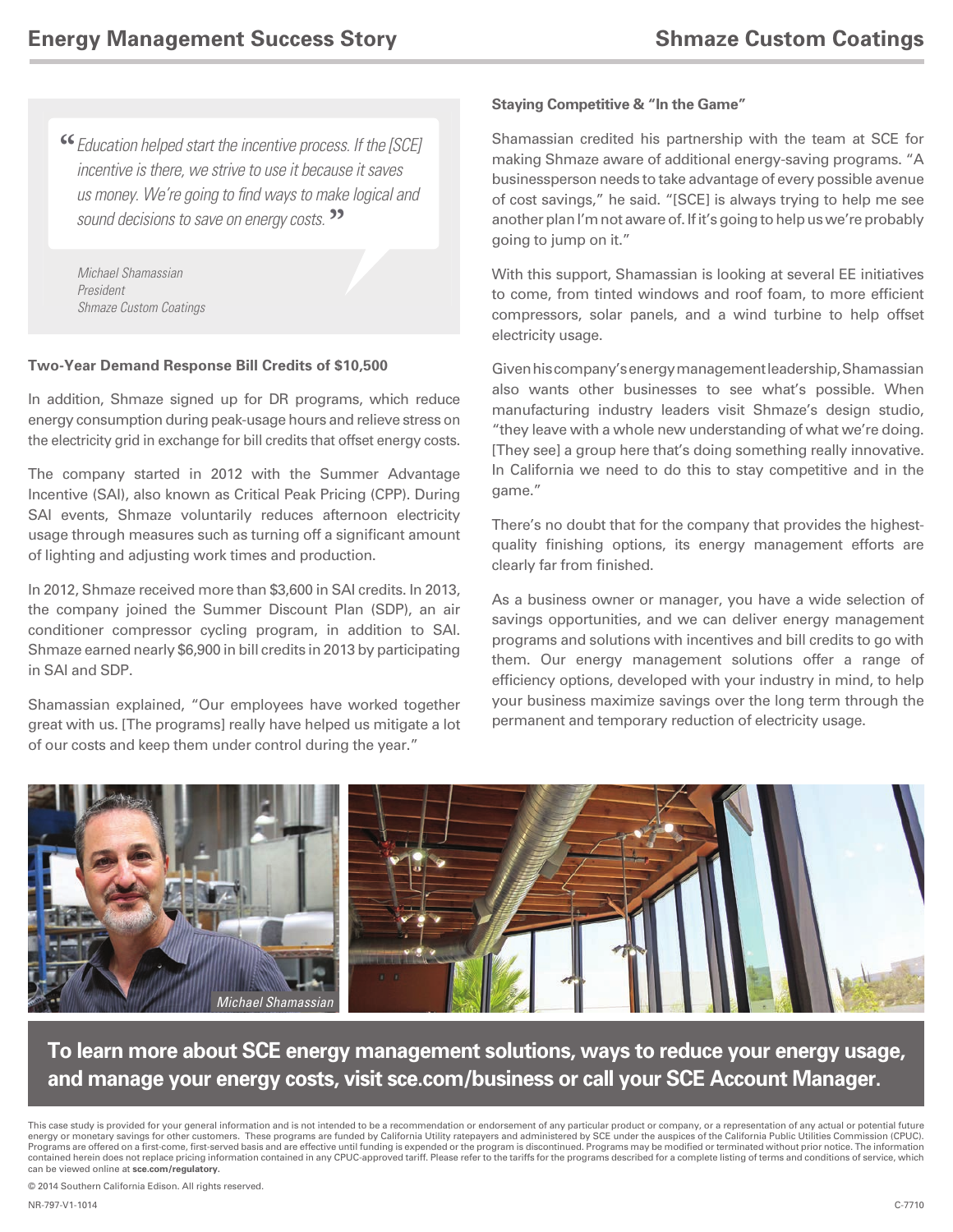> *"Education helped start the incentive process. If the [SCE] incentive is there, we strive to use it because it saves us money. We're going to find ways to make logical and sound decisions to save on energy costs."*
>
> *Michael Shamassian*
> *President*
> *Shmaze Custom Coatings*

**Two-Year Demand Response Bill Credits of $10,500**

In addition, Shmaze signed up for DR programs, which reduce energy consumption during peak-usage hours and relieve stress on the electricity grid in exchange for bill credits that offset energy costs.

The company started in 2012 with the Summer Advantage Incentive (SAI), also known as Critical Peak Pricing (CPP). During SAI events, Shmaze voluntarily reduces afternoon electricity usage through measures such as turning off a significant amount of lighting and adjusting work times and production.

In 2012, Shmaze received more than $3,600 in SAI credits. In 2013, the company joined the Summer Discount Plan (SDP), an air conditioner compressor cycling program, in addition to SAI. Shmaze earned nearly $6,900 in bill credits in 2013 by participating in SAI and SDP.

Shamassian explained, "Our employees have worked together great with us. [The programs] really have helped us mitigate a lot of our costs and keep them under control during the year."

**Staying Competitive & "In the Game"**

Shamassian credited his partnership with the team at SCE for making Shmaze aware of additional energy-saving programs. "A businessperson needs to take advantage of every possible avenue of cost savings," he said. "[SCE] is always trying to help me see another plan I'm not aware of. If it's going to help us we're probably going to jump on it."

With this support, Shamassian is looking at several EE initiatives to come, from tinted windows and roof foam, to more efficient compressors, solar panels, and a wind turbine to help offset electricity usage.

Given his company's energy management leadership, Shamassian also wants other businesses to see what's possible. When manufacturing industry leaders visit Shmaze's design studio, "they leave with a whole new understanding of what we're doing. [They see] a group here that's doing something really innovative. In California we need to do this to stay competitive and in the game."

There's no doubt that for the company that provides the highest-quality finishing options, its energy management efforts are clearly far from finished.

As a business owner or manager, you have a wide selection of savings opportunities, and we can deliver energy management programs and solutions with incentives and bill credits to go with them. Our energy management solutions offer a range of efficiency options, developed with your industry in mind, to help your business maximize savings over the long term through the permanent and temporary reduction of electricity usage.

*Michael Shamassian*

**To learn more about SCE energy management solutions, ways to reduce your energy usage, and manage your energy costs, visit sce.com/business or call your SCE Account Manager.**

This case study is provided for your general information and is not intended to be a recommendation or endorsement of any particular product or company, or a representation of any actual or potential future energy or monetary savings for other customers. These programs are funded by California Utility ratepayers and administered by SCE under the auspices of the California Public Utilities Commission (CPUC). Programs are offered on a first-come, first-served basis and are effective until funding is expended or the program is discontinued. Programs may be modified or terminated without prior notice. The information contained herein does not replace pricing information contained in any CPUC-approved tariff. Please refer to the tariffs for the programs described for a complete listing of terms and conditions of service, which can be viewed online at **sce.com/regulatory**.

© 2014 Southern California Edison. All rights reserved.

NR-797-V1-1014

C-7710